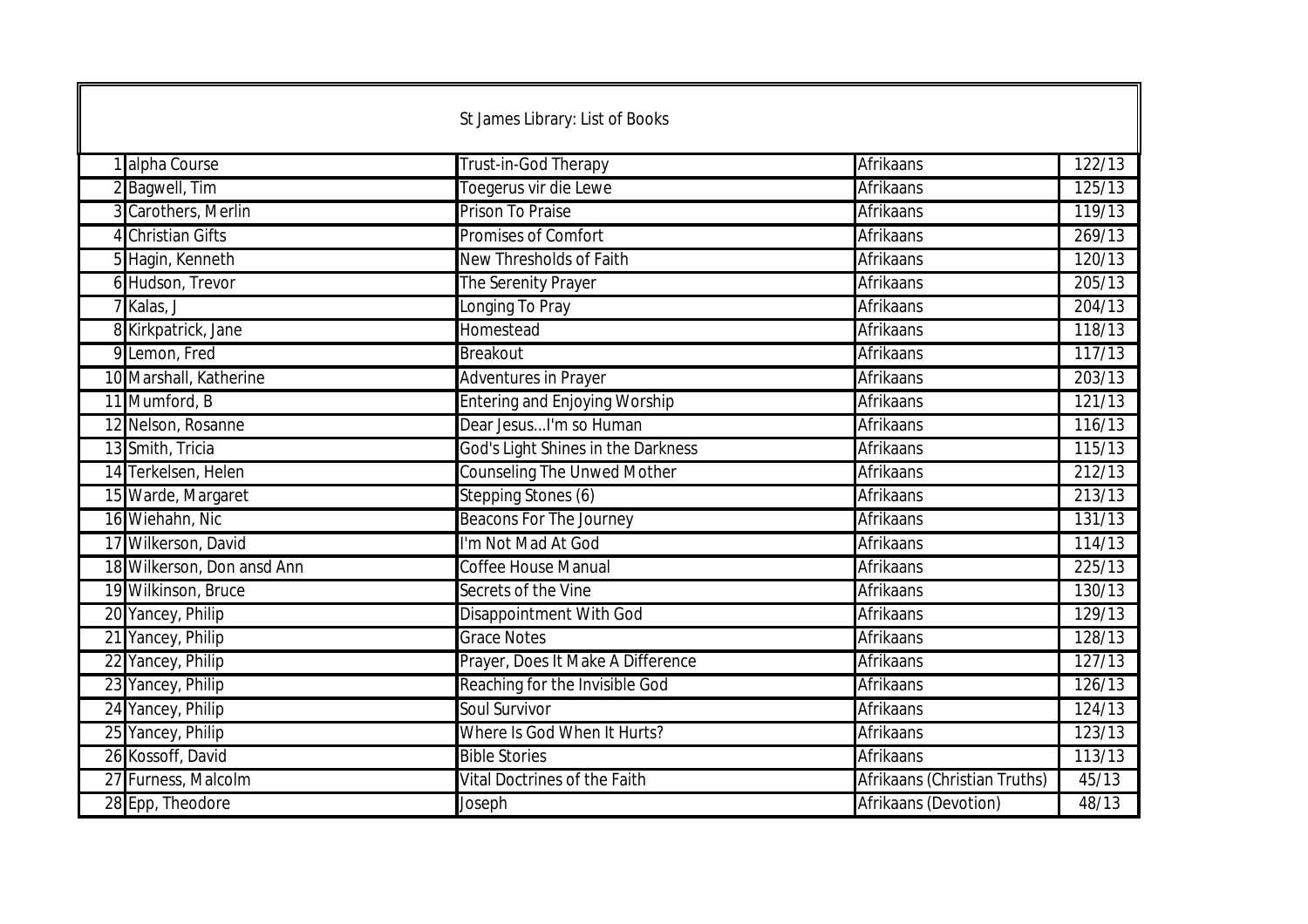| St James Library: List of Books | | | | |
|---|---|---|---|---|
| 1 | alpha Course | Trust-in-God Therapy | Afrikaans | 122/13 |
| 2 | Bagwell, Tim | Toegerus vir die Lewe | Afrikaans | 125/13 |
| 3 | Carothers, Merlin | Prison To Praise | Afrikaans | 119/13 |
| 4 | Christian Gifts | Promises of Comfort | Afrikaans | 269/13 |
| 5 | Hagin, Kenneth | New Thresholds of Faith | Afrikaans | 120/13 |
| 6 | Hudson, Trevor | The Serenity Prayer | Afrikaans | 205/13 |
| 7 | Kalas, J | Longing To Pray | Afrikaans | 204/13 |
| 8 | Kirkpatrick, Jane | Homestead | Afrikaans | 118/13 |
| 9 | Lemon, Fred | Breakout | Afrikaans | 117/13 |
| 10 | Marshall, Katherine | Adventures in Prayer | Afrikaans | 203/13 |
| 11 | Mumford, B | Entering and Enjoying Worship | Afrikaans | 121/13 |
| 12 | Nelson, Rosanne | Dear Jesus...I'm so Human | Afrikaans | 116/13 |
| 13 | Smith, Tricia | God's Light Shines in the Darkness | Afrikaans | 115/13 |
| 14 | Terkelsen, Helen | Counseling The Unwed Mother | Afrikaans | 212/13 |
| 15 | Warde, Margaret | Stepping Stones (6) | Afrikaans | 213/13 |
| 16 | Wiehahn, Nic | Beacons For The Journey | Afrikaans | 131/13 |
| 17 | Wilkerson, David | I'm Not Mad At God | Afrikaans | 114/13 |
| 18 | Wilkerson, Don ansd Ann | Coffee House Manual | Afrikaans | 225/13 |
| 19 | Wilkinson, Bruce | Secrets of the Vine | Afrikaans | 130/13 |
| 20 | Yancey, Philip | Disappointment With God | Afrikaans | 129/13 |
| 21 | Yancey, Philip | Grace Notes | Afrikaans | 128/13 |
| 22 | Yancey, Philip | Prayer, Does It Make A Difference | Afrikaans | 127/13 |
| 23 | Yancey, Philip | Reaching for the Invisible God | Afrikaans | 126/13 |
| 24 | Yancey, Philip | Soul Survivor | Afrikaans | 124/13 |
| 25 | Yancey, Philip | Where Is God When It Hurts? | Afrikaans | 123/13 |
| 26 | Kossoff, David | Bible Stories | Afrikaans | 113/13 |
| 27 | Furness, Malcolm | Vital Doctrines of the Faith | Afrikaans (Christian Truths) | 45/13 |
| 28 | Epp, Theodore | Joseph | Afrikaans (Devotion) | 48/13 |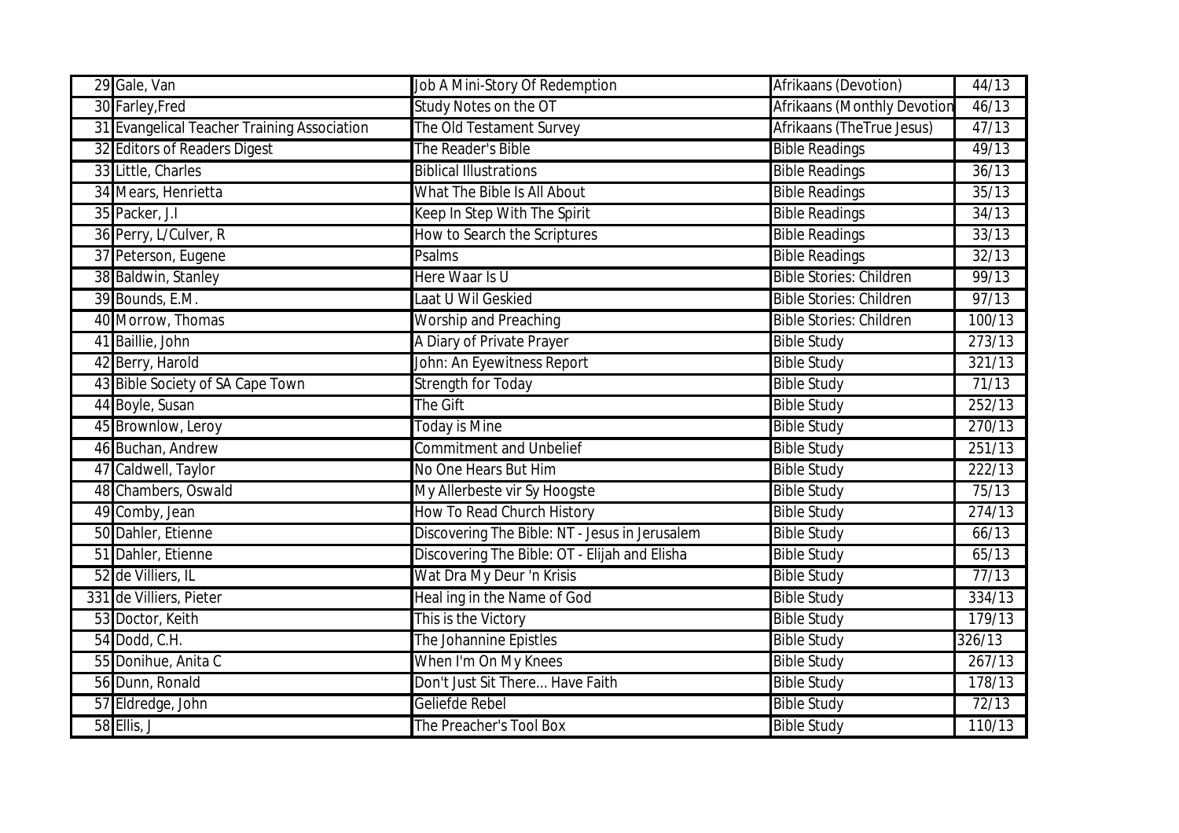| 29 | Gale, Van | Job A Mini-Story Of Redemption | Afrikaans (Devotion) | 44/13 |
|---|---|---|---|---|
| 30 | Farley,Fred | Study Notes on the OT | Afrikaans (Monthly Devotion | 46/13 |
| 31 | Evangelical Teacher Training Association | The Old Testament Survey | Afrikaans (TheTrue Jesus) | 47/13 |
| 32 | Editors of Readers Digest | The Reader's Bible | Bible Readings | 49/13 |
| 33 | Little, Charles | Biblical Illustrations | Bible Readings | 36/13 |
| 34 | Mears, Henrietta | What The Bible Is All About | Bible Readings | 35/13 |
| 35 | Packer, J.I | Keep In Step With The Spirit | Bible Readings | 34/13 |
| 36 | Perry, L/Culver, R | How to Search the Scriptures | Bible Readings | 33/13 |
| 37 | Peterson, Eugene | Psalms | Bible Readings | 32/13 |
| 38 | Baldwin, Stanley | Here Waar Is U | Bible Stories: Children | 99/13 |
| 39 | Bounds, E.M. | Laat U Wil Geskied | Bible Stories: Children | 97/13 |
| 40 | Morrow, Thomas | Worship and Preaching | Bible Stories: Children | 100/13 |
| 41 | Baillie, John | A Diary of Private Prayer | Bible Study | 273/13 |
| 42 | Berry, Harold | John: An Eyewitness Report | Bible Study | 321/13 |
| 43 | Bible Society of SA Cape Town | Strength for Today | Bible Study | 71/13 |
| 44 | Boyle, Susan | The Gift | Bible Study | 252/13 |
| 45 | Brownlow, Leroy | Today is Mine | Bible Study | 270/13 |
| 46 | Buchan, Andrew | Commitment and Unbelief | Bible Study | 251/13 |
| 47 | Caldwell, Taylor | No One Hears But Him | Bible Study | 222/13 |
| 48 | Chambers, Oswald | My Allerbeste vir Sy Hoogste | Bible Study | 75/13 |
| 49 | Comby, Jean | How To Read Church History | Bible Study | 274/13 |
| 50 | Dahler, Etienne | Discovering The Bible: NT - Jesus in Jerusalem | Bible Study | 66/13 |
| 51 | Dahler, Etienne | Discovering The Bible: OT - Elijah and Elisha | Bible Study | 65/13 |
| 52 | de Villiers, IL | Wat Dra My Deur 'n Krisis | Bible Study | 77/13 |
| 331 | de Villiers, Pieter | Heal ing in the Name of God | Bible Study | 334/13 |
| 53 | Doctor, Keith | This is the Victory | Bible Study | 179/13 |
| 54 | Dodd, C.H. | The Johannine Epistles | Bible Study | 326/13 |
| 55 | Donihue, Anita C | When I'm On My Knees | Bible Study | 267/13 |
| 56 | Dunn, Ronald | Don't Just Sit There... Have Faith | Bible Study | 178/13 |
| 57 | Eldredge, John | Geliefde Rebel | Bible Study | 72/13 |
| 58 | Ellis, J | The Preacher's Tool Box | Bible Study | 110/13 |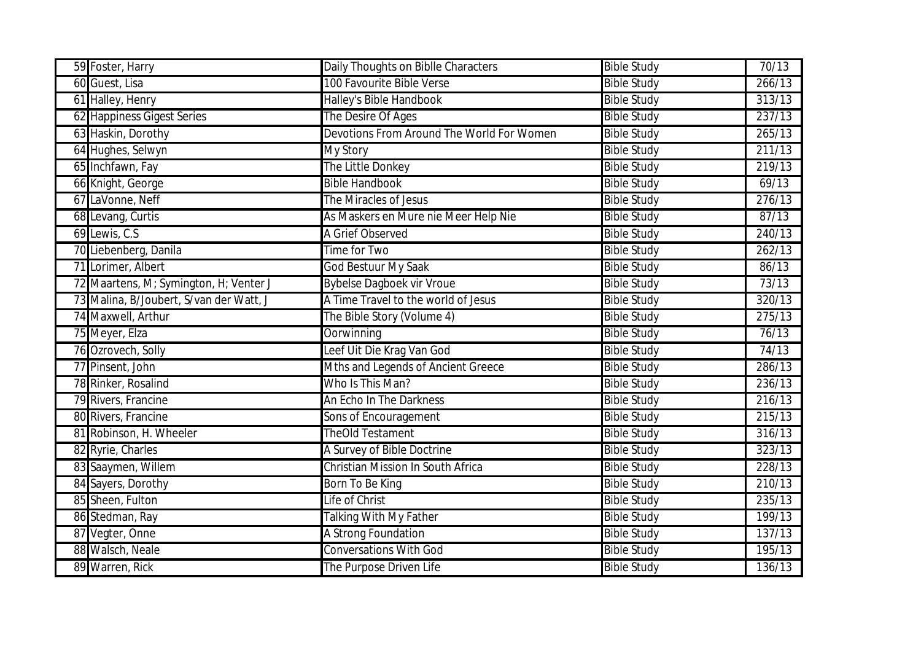| 59 | Foster, Harry | Daily Thoughts on Biblle Characters | Bible Study | 70/13 |
|---|---|---|---|---|
| 60 | Guest, Lisa | 100 Favourite Bible Verse | Bible Study | 266/13 |
| 61 | Halley, Henry | Halley's Bible Handbook | Bible Study | 313/13 |
| 62 | Happiness Gigest Series | The Desire Of Ages | Bible Study | 237/13 |
| 63 | Haskin, Dorothy | Devotions From Around The World For Women | Bible Study | 265/13 |
| 64 | Hughes, Selwyn | My Story | Bible Study | 211/13 |
| 65 | Inchfawn, Fay | The Little Donkey | Bible Study | 219/13 |
| 66 | Knight, George | Bible Handbook | Bible Study | 69/13 |
| 67 | LaVonne, Neff | The Miracles of Jesus | Bible Study | 276/13 |
| 68 | Levang, Curtis | As Maskers en Mure nie Meer Help Nie | Bible Study | 87/13 |
| 69 | Lewis, C.S | A Grief Observed | Bible Study | 240/13 |
| 70 | Liebenberg, Danila | Time for Two | Bible Study | 262/13 |
| 71 | Lorimer, Albert | God Bestuur My Saak | Bible Study | 86/13 |
| 72 | Maartens, M; Symington, H; Venter J | Bybelse Dagboek vir Vroue | Bible Study | 73/13 |
| 73 | Malina, B/Joubert, S/van der Watt, J | A Time Travel to the world of Jesus | Bible Study | 320/13 |
| 74 | Maxwell, Arthur | The Bible Story (Volume 4) | Bible Study | 275/13 |
| 75 | Meyer, Elza | Oorwinning | Bible Study | 76/13 |
| 76 | Ozrovech, Solly | Leef Uit Die Krag Van God | Bible Study | 74/13 |
| 77 | Pinsent, John | Mths and Legends of Ancient Greece | Bible Study | 286/13 |
| 78 | Rinker, Rosalind | Who Is This Man? | Bible Study | 236/13 |
| 79 | Rivers, Francine | An Echo In The Darkness | Bible Study | 216/13 |
| 80 | Rivers, Francine | Sons of Encouragement | Bible Study | 215/13 |
| 81 | Robinson, H. Wheeler | TheOld Testament | Bible Study | 316/13 |
| 82 | Ryrie, Charles | A Survey of Bible Doctrine | Bible Study | 323/13 |
| 83 | Saaymen, Willem | Christian Mission In South Africa | Bible Study | 228/13 |
| 84 | Sayers, Dorothy | Born To Be King | Bible Study | 210/13 |
| 85 | Sheen, Fulton | Life of Christ | Bible Study | 235/13 |
| 86 | Stedman, Ray | Talking With My Father | Bible Study | 199/13 |
| 87 | Vegter, Onne | A Strong Foundation | Bible Study | 137/13 |
| 88 | Walsch, Neale | Conversations With God | Bible Study | 195/13 |
| 89 | Warren, Rick | The Purpose Driven Life | Bible Study | 136/13 |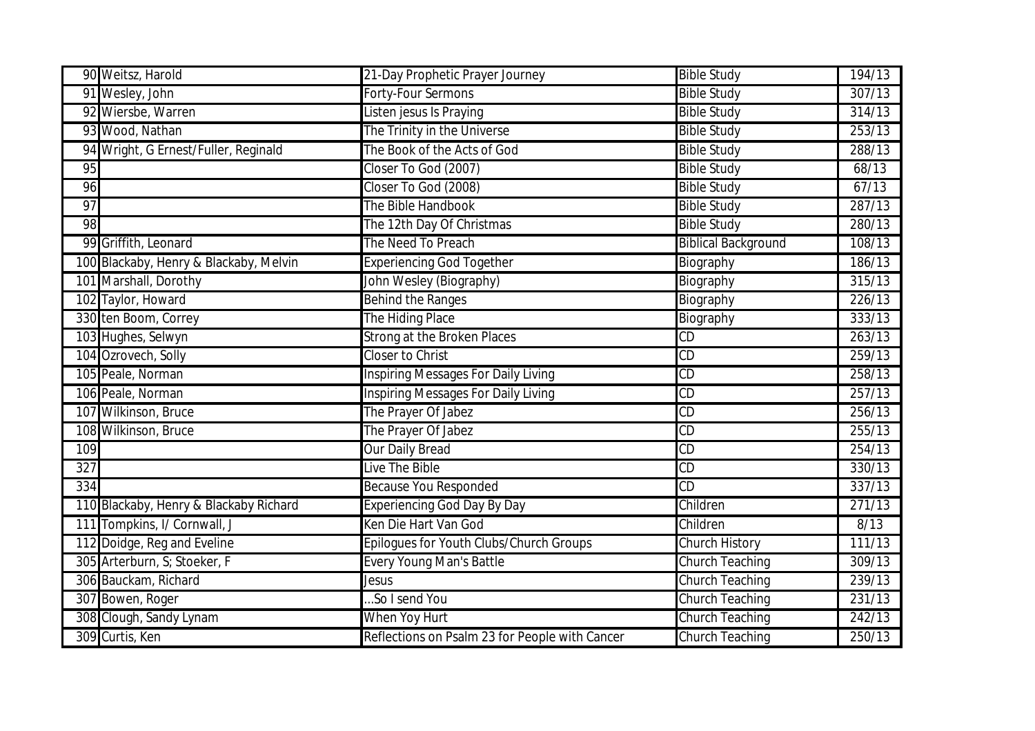| | | | | |
|---|---|---|---|---|
| 90 | Weitsz, Harold | 21-Day Prophetic Prayer Journey | Bible Study | 194/13 |
| 91 | Wesley, John | Forty-Four Sermons | Bible Study | 307/13 |
| 92 | Wiersbe, Warren | Listen jesus Is Praying | Bible Study | 314/13 |
| 93 | Wood, Nathan | The Trinity in the Universe | Bible Study | 253/13 |
| 94 | Wright, G Ernest/Fuller, Reginald | The Book of the Acts of God | Bible Study | 288/13 |
| 95 | | Closer To God (2007) | Bible Study | 68/13 |
| 96 | | Closer To God (2008) | Bible Study | 67/13 |
| 97 | | The Bible Handbook | Bible Study | 287/13 |
| 98 | | The 12th Day Of Christmas | Bible Study | 280/13 |
| 99 | Griffith, Leonard | The Need To Preach | Biblical Background | 108/13 |
| 100 | Blackaby, Henry & Blackaby, Melvin | Experiencing God Together | Biography | 186/13 |
| 101 | Marshall, Dorothy | John Wesley (Biography) | Biography | 315/13 |
| 102 | Taylor, Howard | Behind the Ranges | Biography | 226/13 |
| 330 | ten Boom, Correy | The Hiding Place | Biography | 333/13 |
| 103 | Hughes, Selwyn | Strong at the Broken Places | CD | 263/13 |
| 104 | Ozrovech, Solly | Closer to Christ | CD | 259/13 |
| 105 | Peale, Norman | Inspiring Messages For Daily Living | CD | 258/13 |
| 106 | Peale, Norman | Inspiring Messages For Daily Living | CD | 257/13 |
| 107 | Wilkinson, Bruce | The Prayer Of Jabez | CD | 256/13 |
| 108 | Wilkinson, Bruce | The Prayer Of Jabez | CD | 255/13 |
| 109 | | Our Daily Bread | CD | 254/13 |
| 327 | | Live The Bible | CD | 330/13 |
| 334 | | Because You Responded | CD | 337/13 |
| 110 | Blackaby, Henry & Blackaby Richard | Experiencing God Day By Day | Children | 271/13 |
| 111 | Tompkins, I/ Cornwall, J | Ken Die Hart Van God | Children | 8/13 |
| 112 | Doidge, Reg and Eveline | Epilogues for Youth Clubs/Church Groups | Church History | 111/13 |
| 305 | Arterburn, S; Stoeker, F | Every Young Man's Battle | Church Teaching | 309/13 |
| 306 | Bauckam, Richard | Jesus | Church Teaching | 239/13 |
| 307 | Bowen, Roger | ...So I send You | Church Teaching | 231/13 |
| 308 | Clough, Sandy Lynam | When Yoy Hurt | Church Teaching | 242/13 |
| 309 | Curtis, Ken | Reflections on Psalm 23 for People with Cancer | Church Teaching | 250/13 |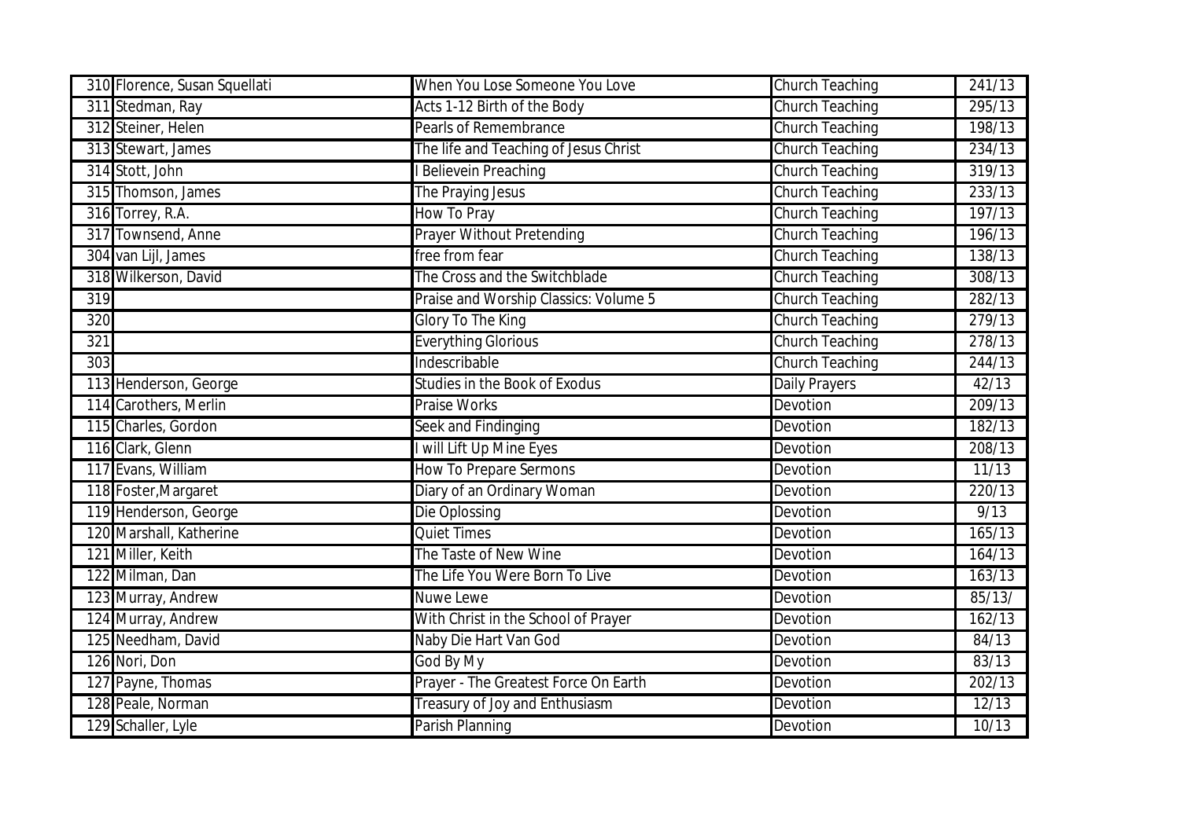| | | | | |
|---|---|---|---|---|
| 310 | Florence, Susan Squellati | When You Lose Someone You Love | Church Teaching | 241/13 |
| 311 | Stedman, Ray | Acts 1-12 Birth of the Body | Church Teaching | 295/13 |
| 312 | Steiner, Helen | Pearls of Remembrance | Church Teaching | 198/13 |
| 313 | Stewart, James | The life and Teaching of Jesus Christ | Church Teaching | 234/13 |
| 314 | Stott, John | I Believein Preaching | Church Teaching | 319/13 |
| 315 | Thomson, James | The Praying Jesus | Church Teaching | 233/13 |
| 316 | Torrey, R.A. | How To Pray | Church Teaching | 197/13 |
| 317 | Townsend, Anne | Prayer Without Pretending | Church Teaching | 196/13 |
| 304 | van Lijl, James | free from fear | Church Teaching | 138/13 |
| 318 | Wilkerson, David | The Cross and the Switchblade | Church Teaching | 308/13 |
| 319 | | Praise and Worship Classics: Volume 5 | Church Teaching | 282/13 |
| 320 | | Glory To The King | Church Teaching | 279/13 |
| 321 | | Everything Glorious | Church Teaching | 278/13 |
| 303 | | Indescribable | Church Teaching | 244/13 |
| 113 | Henderson, George | Studies in the Book of Exodus | Daily Prayers | 42/13 |
| 114 | Carothers, Merlin | Praise Works | Devotion | 209/13 |
| 115 | Charles, Gordon | Seek and Findinging | Devotion | 182/13 |
| 116 | Clark, Glenn | I will Lift Up Mine Eyes | Devotion | 208/13 |
| 117 | Evans, William | How To Prepare Sermons | Devotion | 11/13 |
| 118 | Foster,Margaret | Diary of an Ordinary Woman | Devotion | 220/13 |
| 119 | Henderson, George | Die Oplossing | Devotion | 9/13 |
| 120 | Marshall, Katherine | Quiet Times | Devotion | 165/13 |
| 121 | Miller, Keith | The Taste of New Wine | Devotion | 164/13 |
| 122 | Milman, Dan | The Life You Were Born To Live | Devotion | 163/13 |
| 123 | Murray, Andrew | Nuwe Lewe | Devotion | 85/13/ |
| 124 | Murray, Andrew | With Christ in the School of Prayer | Devotion | 162/13 |
| 125 | Needham, David | Naby Die Hart Van God | Devotion | 84/13 |
| 126 | Nori, Don | God By My | Devotion | 83/13 |
| 127 | Payne, Thomas | Prayer - The Greatest Force On Earth | Devotion | 202/13 |
| 128 | Peale, Norman | Treasury of Joy and Enthusiasm | Devotion | 12/13 |
| 129 | Schaller, Lyle | Parish Planning | Devotion | 10/13 |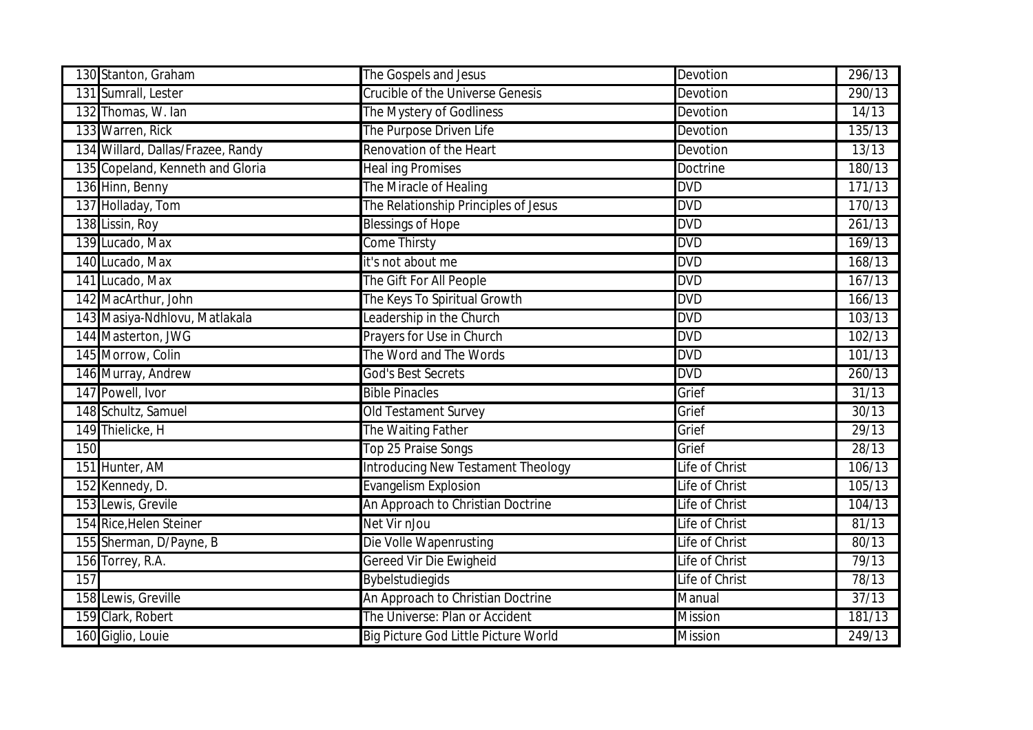| | | | | |
|---|---|---|---|---|
| 130 | Stanton, Graham | The Gospels and Jesus | Devotion | 296/13 |
| 131 | Sumrall, Lester | Crucible of the Universe Genesis | Devotion | 290/13 |
| 132 | Thomas, W. Ian | The Mystery of Godliness | Devotion | 14/13 |
| 133 | Warren, Rick | The Purpose Driven Life | Devotion | 135/13 |
| 134 | Willard, Dallas/Frazee, Randy | Renovation of the Heart | Devotion | 13/13 |
| 135 | Copeland, Kenneth and Gloria | Heal ing Promises | Doctrine | 180/13 |
| 136 | Hinn, Benny | The Miracle of Healing | DVD | 171/13 |
| 137 | Holladay, Tom | The Relationship Principles of Jesus | DVD | 170/13 |
| 138 | Lissin, Roy | Blessings of Hope | DVD | 261/13 |
| 139 | Lucado, Max | Come Thirsty | DVD | 169/13 |
| 140 | Lucado, Max | it's not about me | DVD | 168/13 |
| 141 | Lucado, Max | The Gift For All People | DVD | 167/13 |
| 142 | MacArthur, John | The Keys To Spiritual Growth | DVD | 166/13 |
| 143 | Masiya-Ndhlovu, Matlakala | Leadership in the Church | DVD | 103/13 |
| 144 | Masterton, JWG | Prayers for Use in Church | DVD | 102/13 |
| 145 | Morrow, Colin | The Word and The Words | DVD | 101/13 |
| 146 | Murray, Andrew | God's Best Secrets | DVD | 260/13 |
| 147 | Powell, Ivor | Bible Pinacles | Grief | 31/13 |
| 148 | Schultz, Samuel | Old Testament Survey | Grief | 30/13 |
| 149 | Thielicke, H | The Waiting Father | Grief | 29/13 |
| 150 | | Top 25 Praise Songs | Grief | 28/13 |
| 151 | Hunter, AM | Introducing New Testament Theology | Life of Christ | 106/13 |
| 152 | Kennedy, D. | Evangelism Explosion | Life of Christ | 105/13 |
| 153 | Lewis, Grevile | An Approach to Christian Doctrine | Life of Christ | 104/13 |
| 154 | Rice,Helen Steiner | Net Vir nJou | Life of Christ | 81/13 |
| 155 | Sherman, D/Payne, B | Die Volle Wapenrusting | Life of Christ | 80/13 |
| 156 | Torrey, R.A. | Gereed Vir Die Ewigheid | Life of Christ | 79/13 |
| 157 | | Bybelstudiegids | Life of Christ | 78/13 |
| 158 | Lewis, Greville | An Approach to Christian Doctrine | Manual | 37/13 |
| 159 | Clark, Robert | The Universe: Plan or Accident | Mission | 181/13 |
| 160 | Giglio, Louie | Big Picture God Little Picture World | Mission | 249/13 |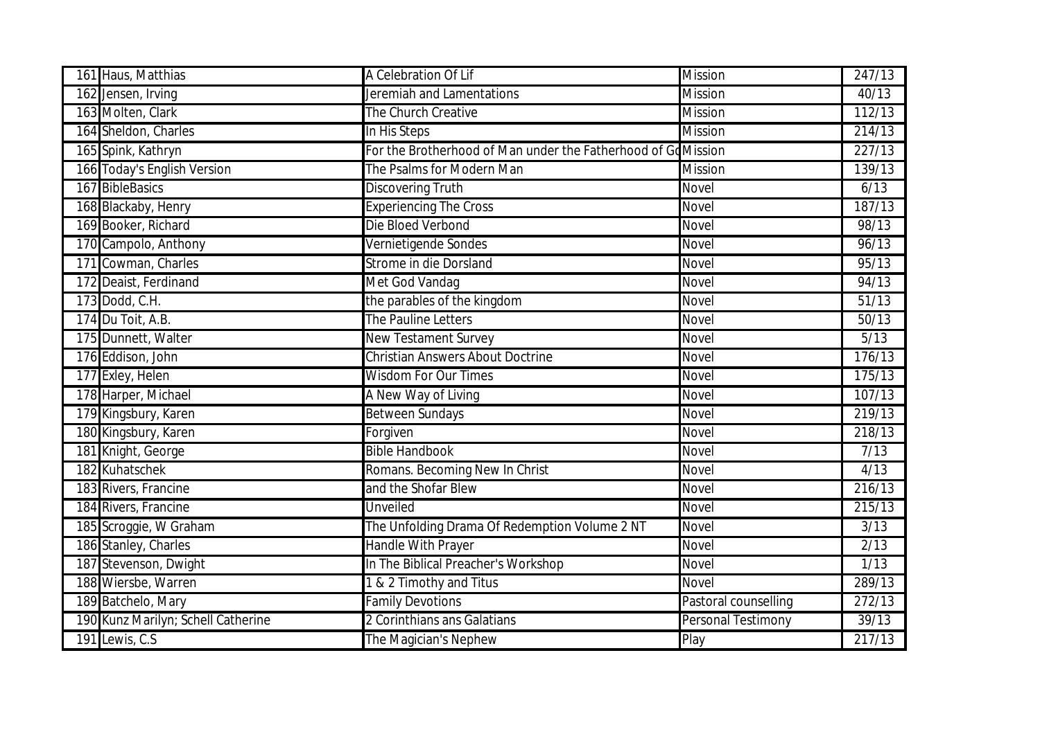| | | | | |
|---|---|---|---|---|
| 161 | Haus, Matthias | A Celebration Of Lif | Mission | 247/13 |
| 162 | Jensen, Irving | Jeremiah and Lamentations | Mission | 40/13 |
| 163 | Molten, Clark | The Church Creative | Mission | 112/13 |
| 164 | Sheldon, Charles | In His Steps | Mission | 214/13 |
| 165 | Spink, Kathryn | For the Brotherhood of Man under the Fatherhood of Go | Mission | 227/13 |
| 166 | Today's English Version | The Psalms for Modern Man | Mission | 139/13 |
| 167 | BibleBasics | Discovering Truth | Novel | 6/13 |
| 168 | Blackaby, Henry | Experiencing The Cross | Novel | 187/13 |
| 169 | Booker, Richard | Die Bloed Verbond | Novel | 98/13 |
| 170 | Campolo, Anthony | Vernietigende Sondes | Novel | 96/13 |
| 171 | Cowman, Charles | Strome in die Dorsland | Novel | 95/13 |
| 172 | Deaist, Ferdinand | Met God Vandag | Novel | 94/13 |
| 173 | Dodd, C.H. | the parables of the kingdom | Novel | 51/13 |
| 174 | Du Toit, A.B. | The Pauline Letters | Novel | 50/13 |
| 175 | Dunnett, Walter | New Testament Survey | Novel | 5/13 |
| 176 | Eddison, John | Christian Answers About Doctrine | Novel | 176/13 |
| 177 | Exley, Helen | Wisdom For Our Times | Novel | 175/13 |
| 178 | Harper, Michael | A New Way of Living | Novel | 107/13 |
| 179 | Kingsbury, Karen | Between Sundays | Novel | 219/13 |
| 180 | Kingsbury, Karen | Forgiven | Novel | 218/13 |
| 181 | Knight, George | Bible Handbook | Novel | 7/13 |
| 182 | Kuhatschek | Romans. Becoming New In Christ | Novel | 4/13 |
| 183 | Rivers, Francine | and the Shofar Blew | Novel | 216/13 |
| 184 | Rivers, Francine | Unveiled | Novel | 215/13 |
| 185 | Scroggie, W Graham | The Unfolding Drama Of Redemption Volume 2 NT | Novel | 3/13 |
| 186 | Stanley, Charles | Handle With Prayer | Novel | 2/13 |
| 187 | Stevenson, Dwight | In The Biblical Preacher's Workshop | Novel | 1/13 |
| 188 | Wiersbe, Warren | 1 & 2 Timothy and Titus | Novel | 289/13 |
| 189 | Batchelo, Mary | Family Devotions | Pastoral counselling | 272/13 |
| 190 | Kunz Marilyn; Schell Catherine | 2 Corinthians ans Galatians | Personal Testimony | 39/13 |
| 191 | Lewis, C.S | The Magician's Nephew | Play | 217/13 |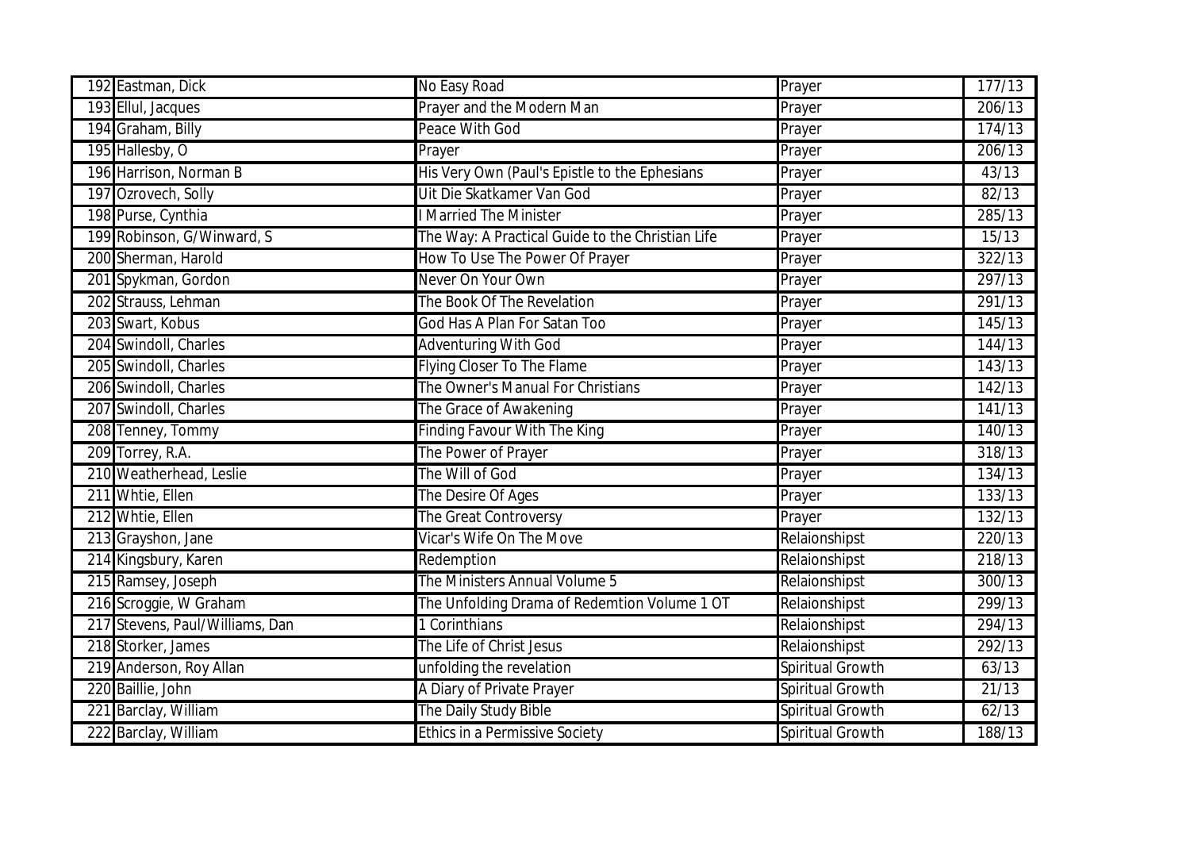| | | | | |
|---|---|---|---|---|
| 192 | Eastman, Dick | No Easy Road | Prayer | 177/13 |
| 193 | Ellul, Jacques | Prayer and the Modern Man | Prayer | 206/13 |
| 194 | Graham, Billy | Peace With God | Prayer | 174/13 |
| 195 | Hallesby, O | Prayer | Prayer | 206/13 |
| 196 | Harrison, Norman B | His Very Own (Paul's Epistle to the Ephesians | Prayer | 43/13 |
| 197 | Ozrovech, Solly | Uit Die Skatkamer Van God | Prayer | 82/13 |
| 198 | Purse, Cynthia | I Married The Minister | Prayer | 285/13 |
| 199 | Robinson, G/Winward, S | The Way: A Practical Guide to the Christian Life | Prayer | 15/13 |
| 200 | Sherman, Harold | How To Use The Power Of Prayer | Prayer | 322/13 |
| 201 | Spykman, Gordon | Never On Your Own | Prayer | 297/13 |
| 202 | Strauss, Lehman | The Book Of The Revelation | Prayer | 291/13 |
| 203 | Swart, Kobus | God Has A Plan For Satan Too | Prayer | 145/13 |
| 204 | Swindoll, Charles | Adventuring With God | Prayer | 144/13 |
| 205 | Swindoll, Charles | Flying Closer To The Flame | Prayer | 143/13 |
| 206 | Swindoll, Charles | The Owner's Manual For Christians | Prayer | 142/13 |
| 207 | Swindoll, Charles | The Grace of Awakening | Prayer | 141/13 |
| 208 | Tenney, Tommy | Finding Favour With The King | Prayer | 140/13 |
| 209 | Torrey, R.A. | The Power of Prayer | Prayer | 318/13 |
| 210 | Weatherhead, Leslie | The Will of God | Prayer | 134/13 |
| 211 | Whtie, Ellen | The Desire Of Ages | Prayer | 133/13 |
| 212 | Whtie, Ellen | The Great Controversy | Prayer | 132/13 |
| 213 | Grayshon, Jane | Vicar's Wife On The Move | Relaionshipst | 220/13 |
| 214 | Kingsbury, Karen | Redemption | Relaionshipst | 218/13 |
| 215 | Ramsey, Joseph | The Ministers Annual Volume 5 | Relaionshipst | 300/13 |
| 216 | Scroggie, W Graham | The Unfolding Drama of Redemtion Volume 1 OT | Relaionshipst | 299/13 |
| 217 | Stevens, Paul/Williams, Dan | 1 Corinthians | Relaionshipst | 294/13 |
| 218 | Storker, James | The Life of Christ Jesus | Relaionshipst | 292/13 |
| 219 | Anderson, Roy Allan | unfolding the revelation | Spiritual Growth | 63/13 |
| 220 | Baillie, John | A Diary of Private Prayer | Spiritual Growth | 21/13 |
| 221 | Barclay, William | The Daily Study Bible | Spiritual Growth | 62/13 |
| 222 | Barclay, William | Ethics in a Permissive Society | Spiritual Growth | 188/13 |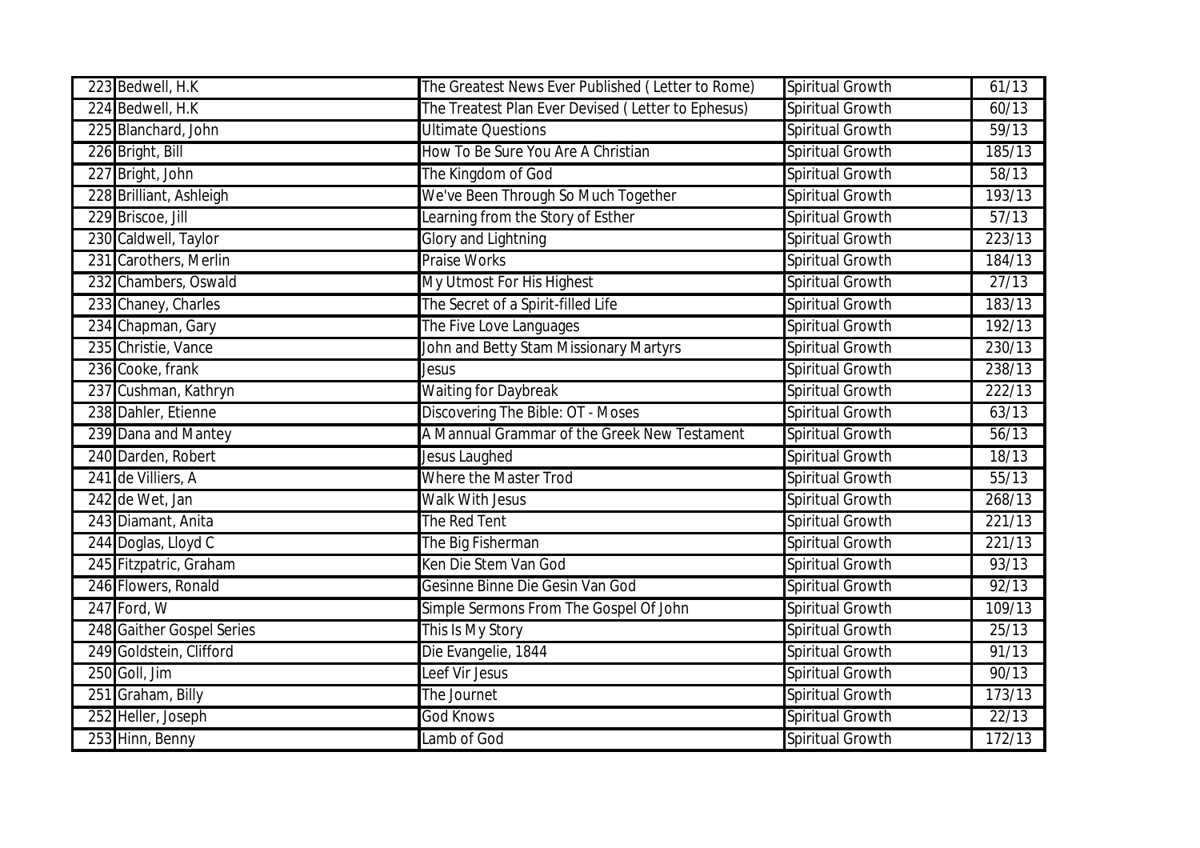| | | | |
|---|---|---|---|
| 223 | Bedwell, H.K | The Greatest News Ever Published ( Letter to Rome) | Spiritual Growth | 61/13 |
| 224 | Bedwell, H.K | The Treatest Plan Ever Devised ( Letter to Ephesus) | Spiritual Growth | 60/13 |
| 225 | Blanchard, John | Ultimate Questions | Spiritual Growth | 59/13 |
| 226 | Bright, Bill | How To Be Sure You Are A Christian | Spiritual Growth | 185/13 |
| 227 | Bright, John | The Kingdom of God | Spiritual Growth | 58/13 |
| 228 | Brilliant, Ashleigh | We've Been Through So Much Together | Spiritual Growth | 193/13 |
| 229 | Briscoe, Jill | Learning from the Story of Esther | Spiritual Growth | 57/13 |
| 230 | Caldwell, Taylor | Glory and Lightning | Spiritual Growth | 223/13 |
| 231 | Carothers, Merlin | Praise Works | Spiritual Growth | 184/13 |
| 232 | Chambers, Oswald | My Utmost For His Highest | Spiritual Growth | 27/13 |
| 233 | Chaney, Charles | The Secret of a Spirit-filled Life | Spiritual Growth | 183/13 |
| 234 | Chapman, Gary | The Five Love Languages | Spiritual Growth | 192/13 |
| 235 | Christie, Vance | John and Betty Stam Missionary Martyrs | Spiritual Growth | 230/13 |
| 236 | Cooke, frank | Jesus | Spiritual Growth | 238/13 |
| 237 | Cushman, Kathryn | Waiting for Daybreak | Spiritual Growth | 222/13 |
| 238 | Dahler, Etienne | Discovering The Bible: OT - Moses | Spiritual Growth | 63/13 |
| 239 | Dana and Mantey | A Mannual Grammar of the Greek New Testament | Spiritual Growth | 56/13 |
| 240 | Darden, Robert | Jesus Laughed | Spiritual Growth | 18/13 |
| 241 | de Villiers, A | Where the Master Trod | Spiritual Growth | 55/13 |
| 242 | de Wet, Jan | Walk With Jesus | Spiritual Growth | 268/13 |
| 243 | Diamant, Anita | The Red Tent | Spiritual Growth | 221/13 |
| 244 | Doglas, Lloyd C | The Big Fisherman | Spiritual Growth | 221/13 |
| 245 | Fitzpatric, Graham | Ken Die Stem Van God | Spiritual Growth | 93/13 |
| 246 | Flowers, Ronald | Gesinne Binne Die Gesin Van God | Spiritual Growth | 92/13 |
| 247 | Ford, W | Simple Sermons From The Gospel Of John | Spiritual Growth | 109/13 |
| 248 | Gaither Gospel Series | This Is My Story | Spiritual Growth | 25/13 |
| 249 | Goldstein, Clifford | Die Evangelie, 1844 | Spiritual Growth | 91/13 |
| 250 | Goll, Jim | Leef Vir Jesus | Spiritual Growth | 90/13 |
| 251 | Graham, Billy | The Journet | Spiritual Growth | 173/13 |
| 252 | Heller, Joseph | God Knows | Spiritual Growth | 22/13 |
| 253 | Hinn, Benny | Lamb of God | Spiritual Growth | 172/13 |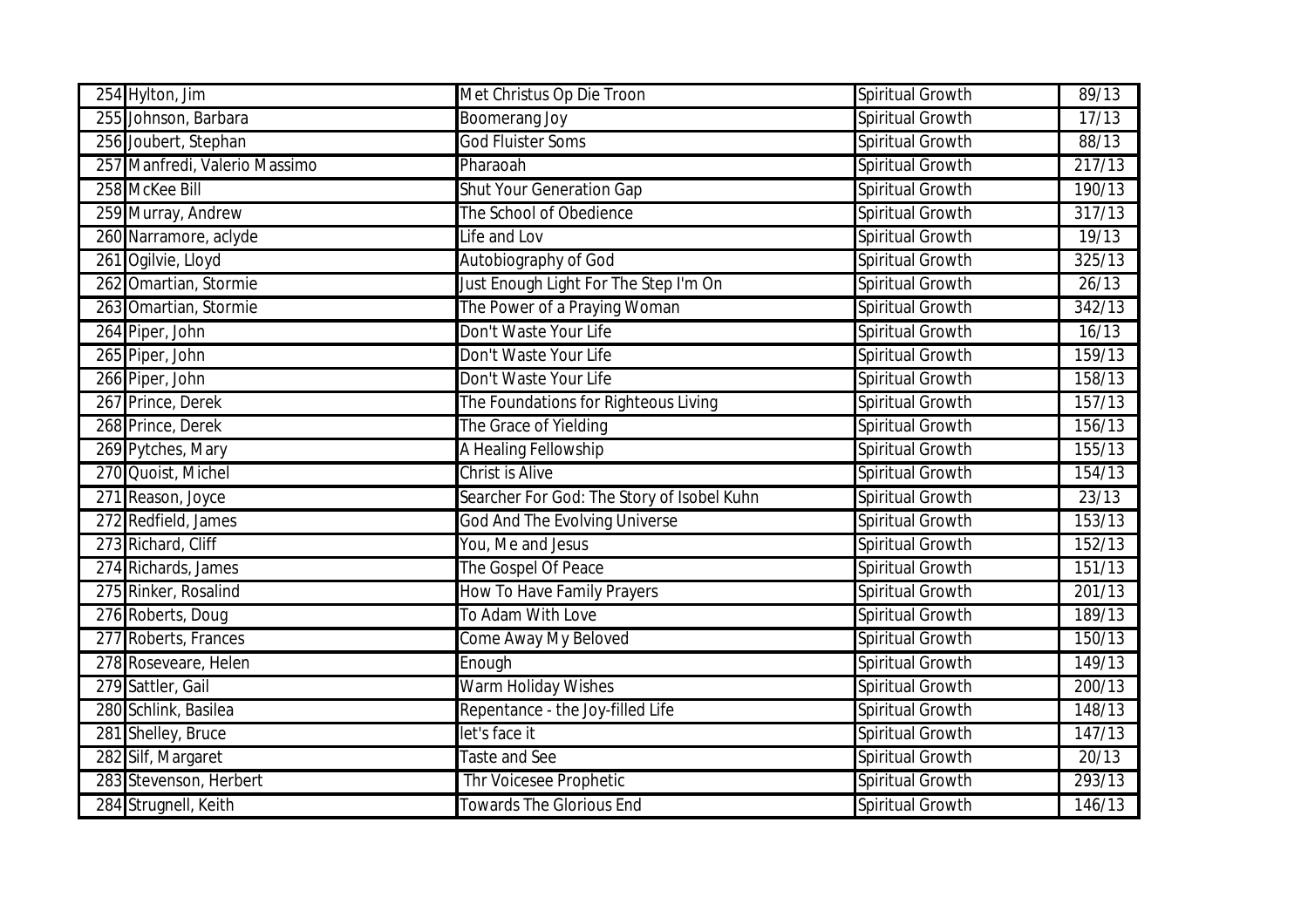| | | | |
|---|---|---|---|
| 254 | Hylton, Jim | Met Christus Op Die Troon | Spiritual Growth | 89/13 |
| 255 | Johnson, Barbara | Boomerang Joy | Spiritual Growth | 17/13 |
| 256 | Joubert, Stephan | God Fluister Soms | Spiritual Growth | 88/13 |
| 257 | Manfredi, Valerio Massimo | Pharaoah | Spiritual Growth | 217/13 |
| 258 | McKee Bill | Shut Your Generation Gap | Spiritual Growth | 190/13 |
| 259 | Murray, Andrew | The School of Obedience | Spiritual Growth | 317/13 |
| 260 | Narramore, aclyde | Life and Lov | Spiritual Growth | 19/13 |
| 261 | Ogilvie, Lloyd | Autobiography of God | Spiritual Growth | 325/13 |
| 262 | Omartian, Stormie | Just Enough Light For The Step I'm On | Spiritual Growth | 26/13 |
| 263 | Omartian, Stormie | The Power of a Praying Woman | Spiritual Growth | 342/13 |
| 264 | Piper, John | Don't Waste Your Life | Spiritual Growth | 16/13 |
| 265 | Piper, John | Don't Waste Your Life | Spiritual Growth | 159/13 |
| 266 | Piper, John | Don't Waste Your Life | Spiritual Growth | 158/13 |
| 267 | Prince, Derek | The Foundations for Righteous Living | Spiritual Growth | 157/13 |
| 268 | Prince, Derek | The Grace of Yielding | Spiritual Growth | 156/13 |
| 269 | Pytches, Mary | A Healing Fellowship | Spiritual Growth | 155/13 |
| 270 | Quoist, Michel | Christ is Alive | Spiritual Growth | 154/13 |
| 271 | Reason, Joyce | Searcher For God: The Story of Isobel Kuhn | Spiritual Growth | 23/13 |
| 272 | Redfield, James | God And The Evolving Universe | Spiritual Growth | 153/13 |
| 273 | Richard, Cliff | You, Me and Jesus | Spiritual Growth | 152/13 |
| 274 | Richards, James | The Gospel Of Peace | Spiritual Growth | 151/13 |
| 275 | Rinker, Rosalind | How To Have Family Prayers | Spiritual Growth | 201/13 |
| 276 | Roberts, Doug | To Adam With Love | Spiritual Growth | 189/13 |
| 277 | Roberts, Frances | Come Away My Beloved | Spiritual Growth | 150/13 |
| 278 | Roseveare, Helen | Enough | Spiritual Growth | 149/13 |
| 279 | Sattler, Gail | Warm Holiday Wishes | Spiritual Growth | 200/13 |
| 280 | Schlink, Basilea | Repentance - the Joy-filled Life | Spiritual Growth | 148/13 |
| 281 | Shelley, Bruce | let's face it | Spiritual Growth | 147/13 |
| 282 | Silf, Margaret | Taste and See | Spiritual Growth | 20/13 |
| 283 | Stevenson, Herbert | Thr Voicesee Prophetic | Spiritual Growth | 293/13 |
| 284 | Strugnell, Keith | Towards The Glorious End | Spiritual Growth | 146/13 |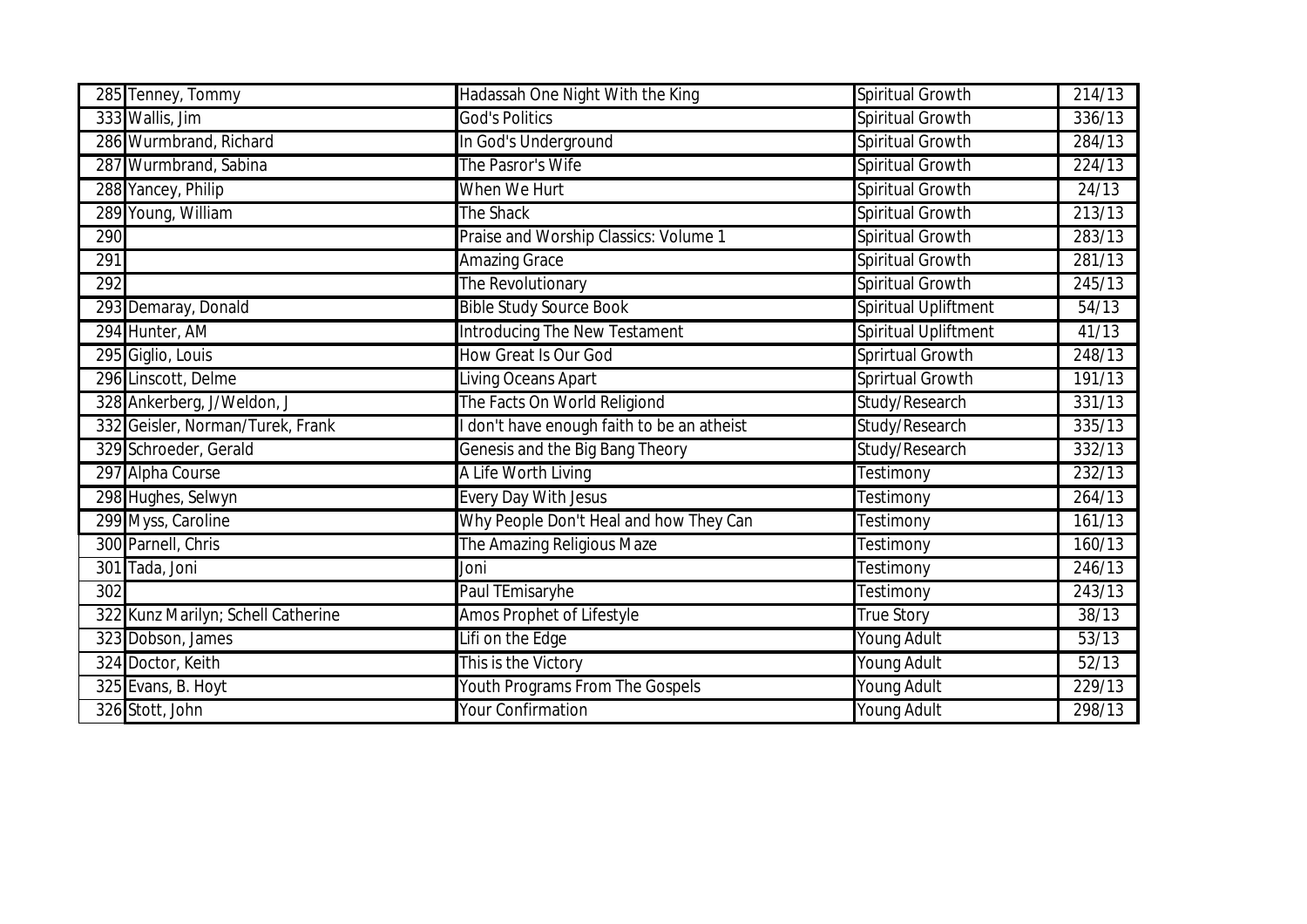| | | | | |
|---|---|---|---|---|
| 285 | Tenney, Tommy | Hadassah One Night With the King | Spiritual Growth | 214/13 |
| 333 | Wallis, Jim | God's Politics | Spiritual Growth | 336/13 |
| 286 | Wurmbrand, Richard | In God's Underground | Spiritual Growth | 284/13 |
| 287 | Wurmbrand, Sabina | The Pasror's Wife | Spiritual Growth | 224/13 |
| 288 | Yancey, Philip | When We Hurt | Spiritual Growth | 24/13 |
| 289 | Young, William | The Shack | Spiritual Growth | 213/13 |
| 290 | | Praise and Worship Classics: Volume 1 | Spiritual Growth | 283/13 |
| 291 | | Amazing Grace | Spiritual Growth | 281/13 |
| 292 | | The Revolutionary | Spiritual Growth | 245/13 |
| 293 | Demaray, Donald | Bible Study Source Book | Spiritual Upliftment | 54/13 |
| 294 | Hunter, AM | Introducing The New Testament | Spiritual Upliftment | 41/13 |
| 295 | Giglio, Louis | How Great Is Our God | Sprirtual Growth | 248/13 |
| 296 | Linscott, Delme | Living Oceans Apart | Sprirtual Growth | 191/13 |
| 328 | Ankerberg, J/Weldon, J | The Facts On World Religiond | Study/Research | 331/13 |
| 332 | Geisler, Norman/Turek, Frank | I don't have enough faith to be an atheist | Study/Research | 335/13 |
| 329 | Schroeder, Gerald | Genesis and the Big Bang Theory | Study/Research | 332/13 |
| 297 | Alpha Course | A Life Worth Living | Testimony | 232/13 |
| 298 | Hughes, Selwyn | Every Day With Jesus | Testimony | 264/13 |
| 299 | Myss, Caroline | Why People Don't Heal and how They Can | Testimony | 161/13 |
| 300 | Parnell, Chris | The Amazing Religious Maze | Testimony | 160/13 |
| 301 | Tada, Joni | Joni | Testimony | 246/13 |
| 302 | | Paul TEmisaryhe | Testimony | 243/13 |
| 322 | Kunz Marilyn; Schell Catherine | Amos Prophet of Lifestyle | True Story | 38/13 |
| 323 | Dobson, James | Lifi on the Edge | Young Adult | 53/13 |
| 324 | Doctor, Keith | This is the Victory | Young Adult | 52/13 |
| 325 | Evans, B. Hoyt | Youth Programs From The Gospels | Young Adult | 229/13 |
| 326 | Stott, John | Your Confirmation | Young Adult | 298/13 |